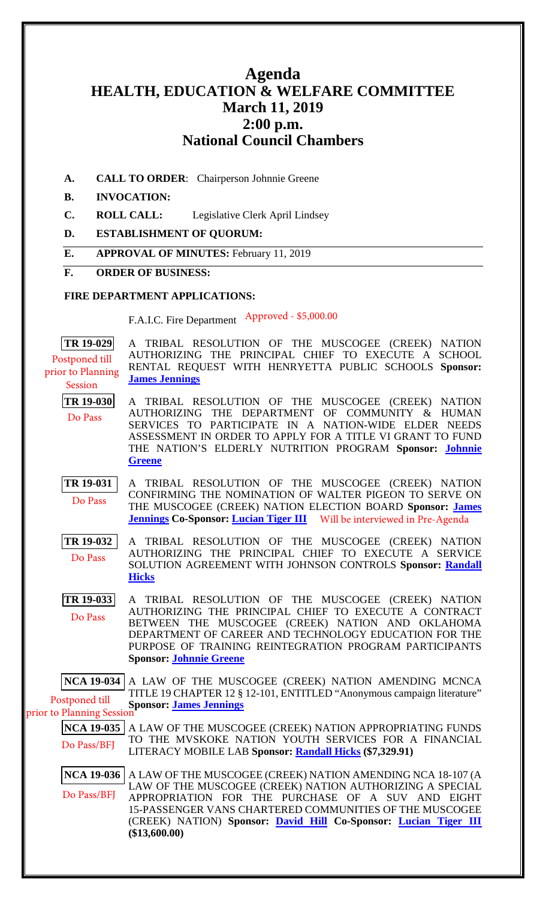# Agenda
# HEALTH, EDUCATION & WELFARE COMMITTEE
## March 11, 2019
## 2:00 p.m.
## National Council Chambers

**A. CALL TO ORDER**: Chairperson Johnnie Greene

**B. INVOCATION:**

**C. ROLL CALL:** Legislative Clerk April Lindsey

**D. ESTABLISHMENT OF QUORUM:**

**E. APPROVAL OF MINUTES:** February 11, 2019

**F. ORDER OF BUSINESS:**

**FIRE DEPARTMENT APPLICATIONS:**

F.A.I.C. Fire Department Approved - $5,000.00

**TR 19-029** — Postponed till prior to Planning Session
A TRIBAL RESOLUTION OF THE MUSCOGEE (CREEK) NATION AUTHORIZING THE PRINCIPAL CHIEF TO EXECUTE A SCHOOL RENTAL REQUEST WITH HENRYETTA PUBLIC SCHOOLS **Sponsor: James Jennings**

**TR 19-030** — Do Pass
A TRIBAL RESOLUTION OF THE MUSCOGEE (CREEK) NATION AUTHORIZING THE DEPARTMENT OF COMMUNITY & HUMAN SERVICES TO PARTICIPATE IN A NATION-WIDE ELDER NEEDS ASSESSMENT IN ORDER TO APPLY FOR A TITLE VI GRANT TO FUND THE NATION'S ELDERLY NUTRITION PROGRAM **Sponsor: Johnnie Greene**

**TR 19-031** — Do Pass
A TRIBAL RESOLUTION OF THE MUSCOGEE (CREEK) NATION CONFIRMING THE NOMINATION OF WALTER PIGEON TO SERVE ON THE MUSCOGEE (CREEK) NATION ELECTION BOARD **Sponsor: James Jennings Co-Sponsor: Lucian Tiger III** Will be interviewed in Pre-Agenda

**TR 19-032** — Do Pass
A TRIBAL RESOLUTION OF THE MUSCOGEE (CREEK) NATION AUTHORIZING THE PRINCIPAL CHIEF TO EXECUTE A SERVICE SOLUTION AGREEMENT WITH JOHNSON CONTROLS **Sponsor: Randall Hicks**

**TR 19-033** — Do Pass
A TRIBAL RESOLUTION OF THE MUSCOGEE (CREEK) NATION AUTHORIZING THE PRINCIPAL CHIEF TO EXECUTE A CONTRACT BETWEEN THE MUSCOGEE (CREEK) NATION AND OKLAHOMA DEPARTMENT OF CAREER AND TECHNOLOGY EDUCATION FOR THE PURPOSE OF TRAINING REINTEGRATION PROGRAM PARTICIPANTS **Sponsor: Johnnie Greene**

**NCA 19-034** — Postponed till prior to Planning Session
A LAW OF THE MUSCOGEE (CREEK) NATION AMENDING MCNCA TITLE 19 CHAPTER 12 § 12-101, ENTITLED "Anonymous campaign literature" **Sponsor: James Jennings**

**NCA 19-035** — Do Pass/BFJ
A LAW OF THE MUSCOGEE (CREEK) NATION APPROPRIATING FUNDS TO THE MVSKOKE NATION YOUTH SERVICES FOR A FINANCIAL LITERACY MOBILE LAB **Sponsor: Randall Hicks ($7,329.91)**

**NCA 19-036** — Do Pass/BFJ
A LAW OF THE MUSCOGEE (CREEK) NATION AMENDING NCA 18-107 (A LAW OF THE MUSCOGEE (CREEK) NATION AUTHORIZING A SPECIAL APPROPRIATION FOR THE PURCHASE OF A SUV AND EIGHT 15-PASSENGER VANS CHARTERED COMMUNITIES OF THE MUSCOGEE (CREEK) NATION) **Sponsor: David Hill Co-Sponsor: Lucian Tiger III ($13,600.00)**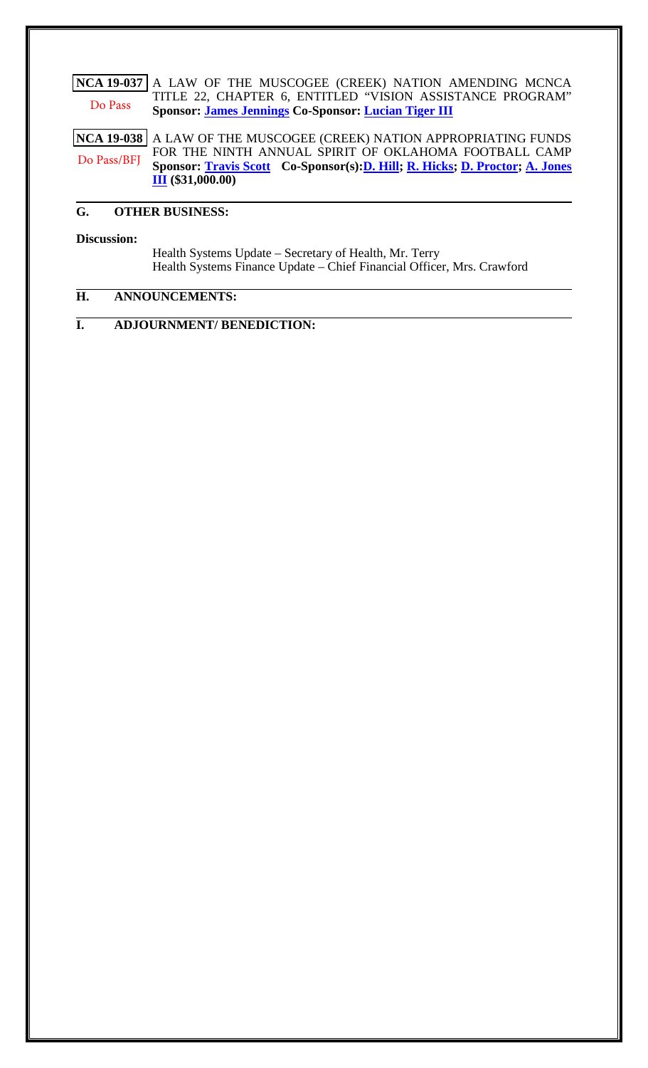**NCA 19-037** A LAW OF THE MUSCOGEE (CREEK) NATION AMENDING MCNCA TITLE 22, CHAPTER 6, ENTITLED "VISION ASSISTANCE PROGRAM"
Do Pass
**Sponsor: James Jennings Co-Sponsor: Lucian Tiger III**

**NCA 19-038** A LAW OF THE MUSCOGEE (CREEK) NATION APPROPRIATING FUNDS FOR THE NINTH ANNUAL SPIRIT OF OKLAHOMA FOOTBALL CAMP
Do Pass/BFJ
**Sponsor: Travis Scott Co-Sponsor(s): D. Hill; R. Hicks; D. Proctor; A. Jones III (\$31,000.00)**

## G. OTHER BUSINESS:

**Discussion:**

Health Systems Update – Secretary of Health, Mr. Terry
Health Systems Finance Update – Chief Financial Officer, Mrs. Crawford

## H. ANNOUNCEMENTS:

## I. ADJOURNMENT/ BENEDICTION: